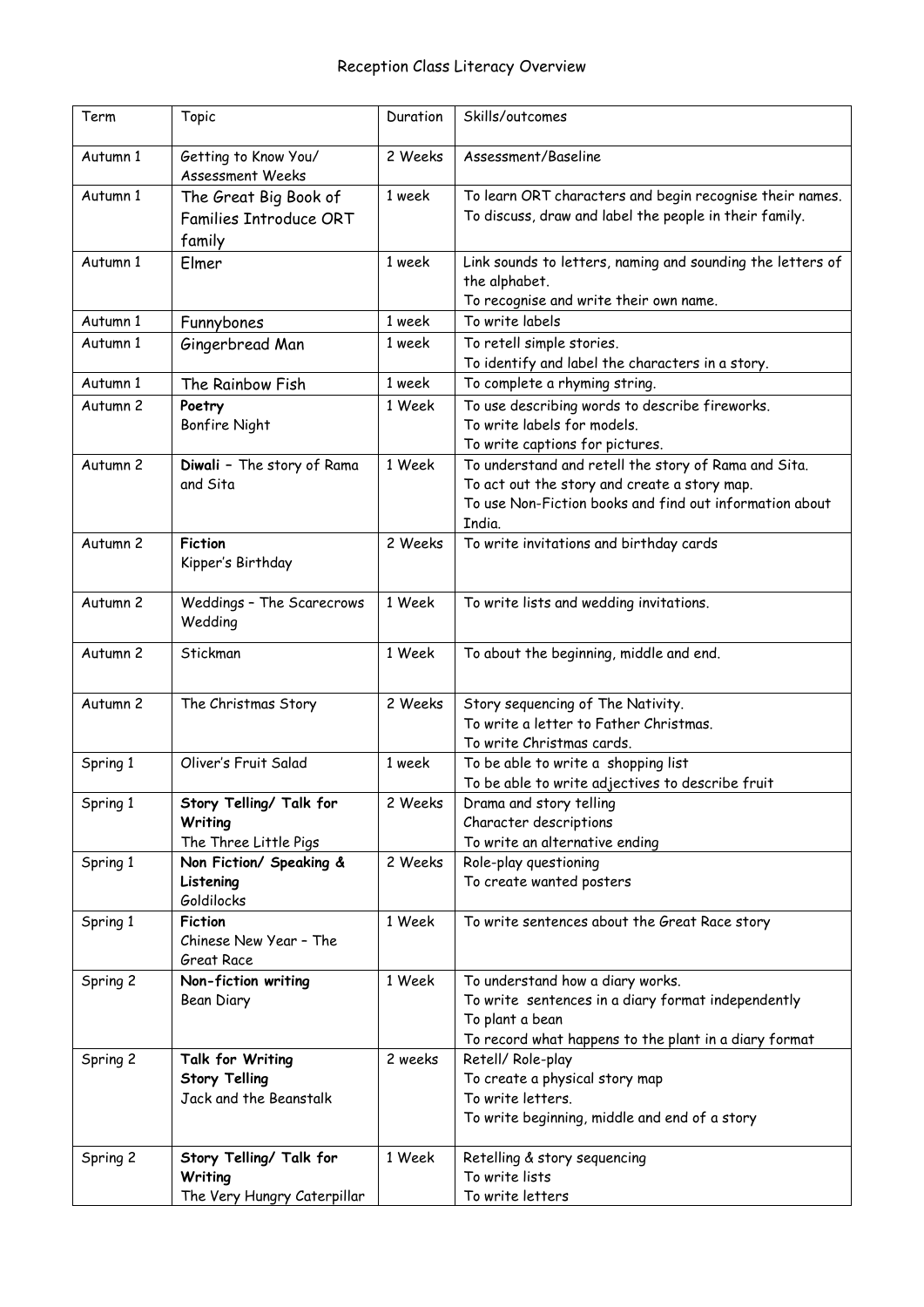# Reception Class Literacy Overview

| Term | Topic | Duration | Skills/outcomes |
|---|---|---|---|
| Autumn 1 | Getting to Know You/ Assessment Weeks | 2 Weeks | Assessment/Baseline |
| Autumn 1 | The Great Big Book of Families Introduce ORT family | 1 week | To learn ORT characters and begin recognise their names.<br>To discuss, draw and label the people in their family. |
| Autumn 1 | Elmer | 1 week | Link sounds to letters, naming and sounding the letters of the alphabet.<br>To recognise and write their own name. |
| Autumn 1 | Funnybones | 1 week | To write labels |
| Autumn 1 | Gingerbread Man | 1 week | To retell simple stories.<br>To identify and label the characters in a story. |
| Autumn 1 | The Rainbow Fish | 1 week | To complete a rhyming string. |
| Autumn 2 | **Poetry**<br>Bonfire Night | 1 Week | To use describing words to describe fireworks.<br>To write labels for models.<br>To write captions for pictures. |
| Autumn 2 | **Diwali** – The story of Rama and Sita | 1 Week | To understand and retell the story of Rama and Sita.<br>To act out the story and create a story map.<br>To use Non-Fiction books and find out information about India. |
| Autumn 2 | **Fiction**<br>Kipper's Birthday | 2 Weeks | To write invitations and birthday cards |
| Autumn 2 | Weddings – The Scarecrows Wedding | 1 Week | To write lists and wedding invitations. |
| Autumn 2 | Stickman | 1 Week | To about the beginning, middle and end. |
| Autumn 2 | The Christmas Story | 2 Weeks | Story sequencing of The Nativity.<br>To write a letter to Father Christmas.<br>To write Christmas cards. |
| Spring 1 | Oliver's Fruit Salad | 1 week | To be able to write a shopping list<br>To be able to write adjectives to describe fruit |
| Spring 1 | **Story Telling/ Talk for Writing**<br>The Three Little Pigs | 2 Weeks | Drama and story telling<br>Character descriptions<br>To write an alternative ending |
| Spring 1 | **Non Fiction/ Speaking & Listening**<br>Goldilocks | 2 Weeks | Role-play questioning<br>To create wanted posters |
| Spring 1 | **Fiction**<br>Chinese New Year – The Great Race | 1 Week | To write sentences about the Great Race story |
| Spring 2 | **Non-fiction writing**<br>Bean Diary | 1 Week | To understand how a diary works.<br>To write sentences in a diary format independently<br>To plant a bean<br>To record what happens to the plant in a diary format |
| Spring 2 | **Talk for Writing**<br>**Story Telling**<br>Jack and the Beanstalk | 2 weeks | Retell/ Role-play<br>To create a physical story map<br>To write letters.<br>To write beginning, middle and end of a story |
| Spring 2 | **Story Telling/ Talk for Writing**<br>The Very Hungry Caterpillar | 1 Week | Retelling & story sequencing<br>To write lists<br>To write letters |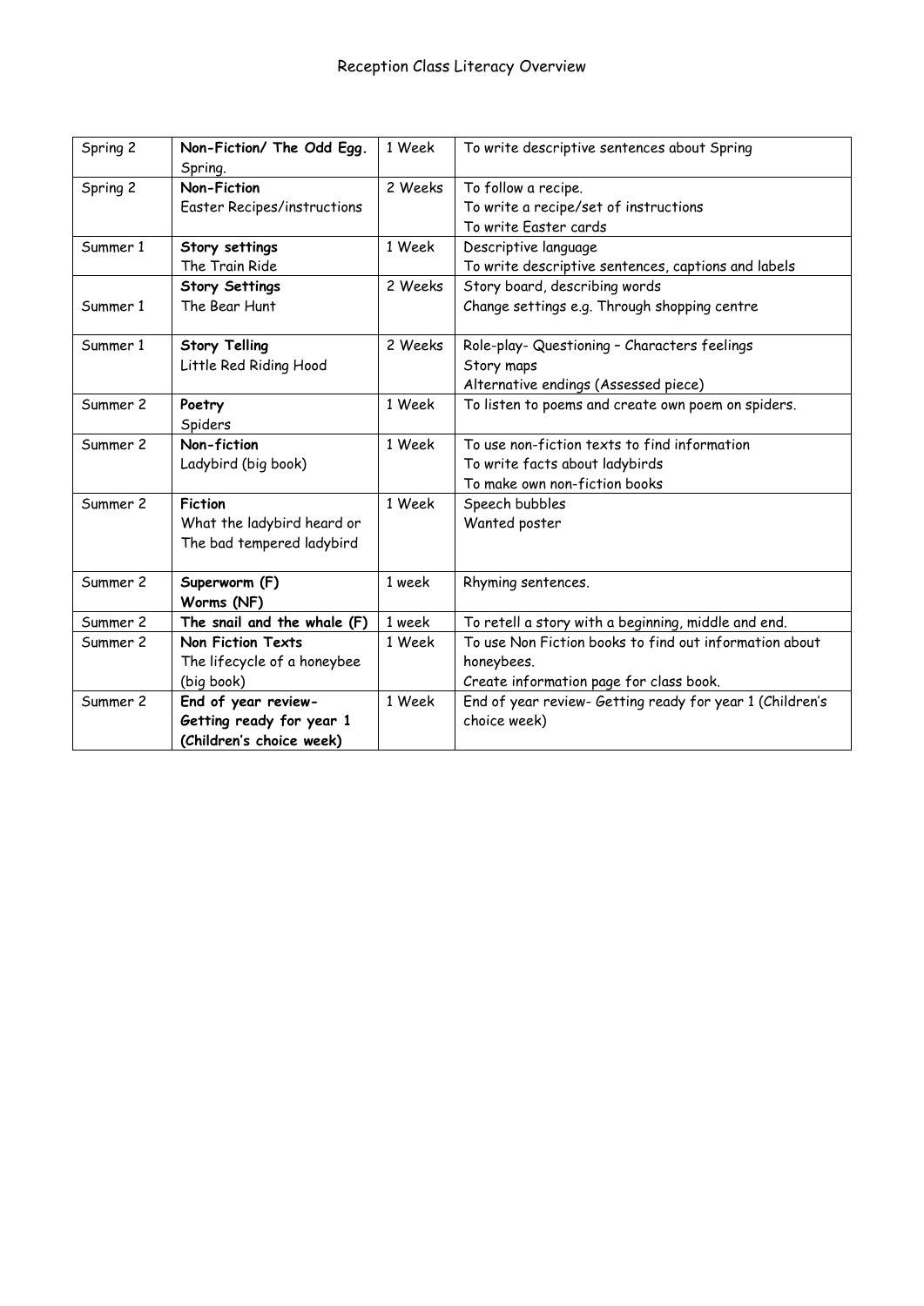Reception Class Literacy Overview

| | | | |
|---|---|---|---|
| Spring 2 | **Non-Fiction/ The Odd Egg.**<br>Spring. | 1 Week | To write descriptive sentences about Spring |
| Spring 2 | **Non-Fiction**<br>Easter Recipes/instructions | 2 Weeks | To follow a recipe.<br>To write a recipe/set of instructions<br>To write Easter cards |
| Summer 1 | **Story settings**<br>The Train Ride | 1 Week | Descriptive language<br>To write descriptive sentences, captions and labels |
| Summer 1 | **Story Settings**<br>The Bear Hunt | 2 Weeks | Story board, describing words<br>Change settings e.g. Through shopping centre |
| Summer 1 | **Story Telling**<br>Little Red Riding Hood | 2 Weeks | Role-play- Questioning – Characters feelings<br>Story maps<br>Alternative endings (Assessed piece) |
| Summer 2 | **Poetry**<br>Spiders | 1 Week | To listen to poems and create own poem on spiders. |
| Summer 2 | **Non-fiction**<br>Ladybird (big book) | 1 Week | To use non-fiction texts to find information<br>To write facts about ladybirds<br>To make own non-fiction books |
| Summer 2 | **Fiction**<br>What the ladybird heard or<br>The bad tempered ladybird | 1 Week | Speech bubbles<br>Wanted poster |
| Summer 2 | **Superworm (F)**<br>**Worms (NF)** | 1 week | Rhyming sentences. |
| Summer 2 | **The snail and the whale (F)** | 1 week | To retell a story with a beginning, middle and end. |
| Summer 2 | **Non Fiction Texts**<br>The lifecycle of a honeybee<br>(big book) | 1 Week | To use Non Fiction books to find out information about honeybees.<br>Create information page for class book. |
| Summer 2 | **End of year review-**<br>**Getting ready for year 1**<br>**(Children's choice week)** | 1 Week | End of year review- Getting ready for year 1 (Children's choice week) |